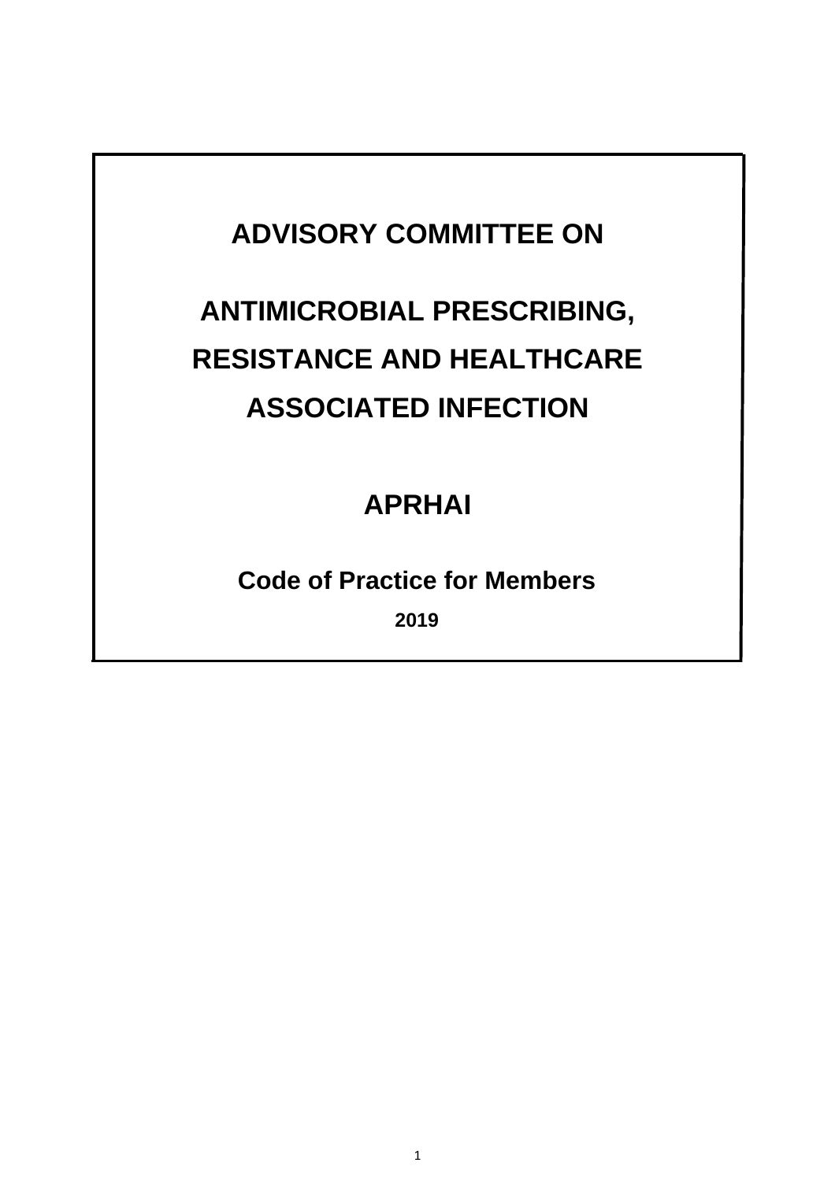# ADVISORY COMMITTEE ON

# ANTIMICROBIAL PRESCRIBING, RESISTANCE AND HEALTHCARE ASSOCIATED INFECTION

# APRHAI

## Code of Practice for Members

**2019**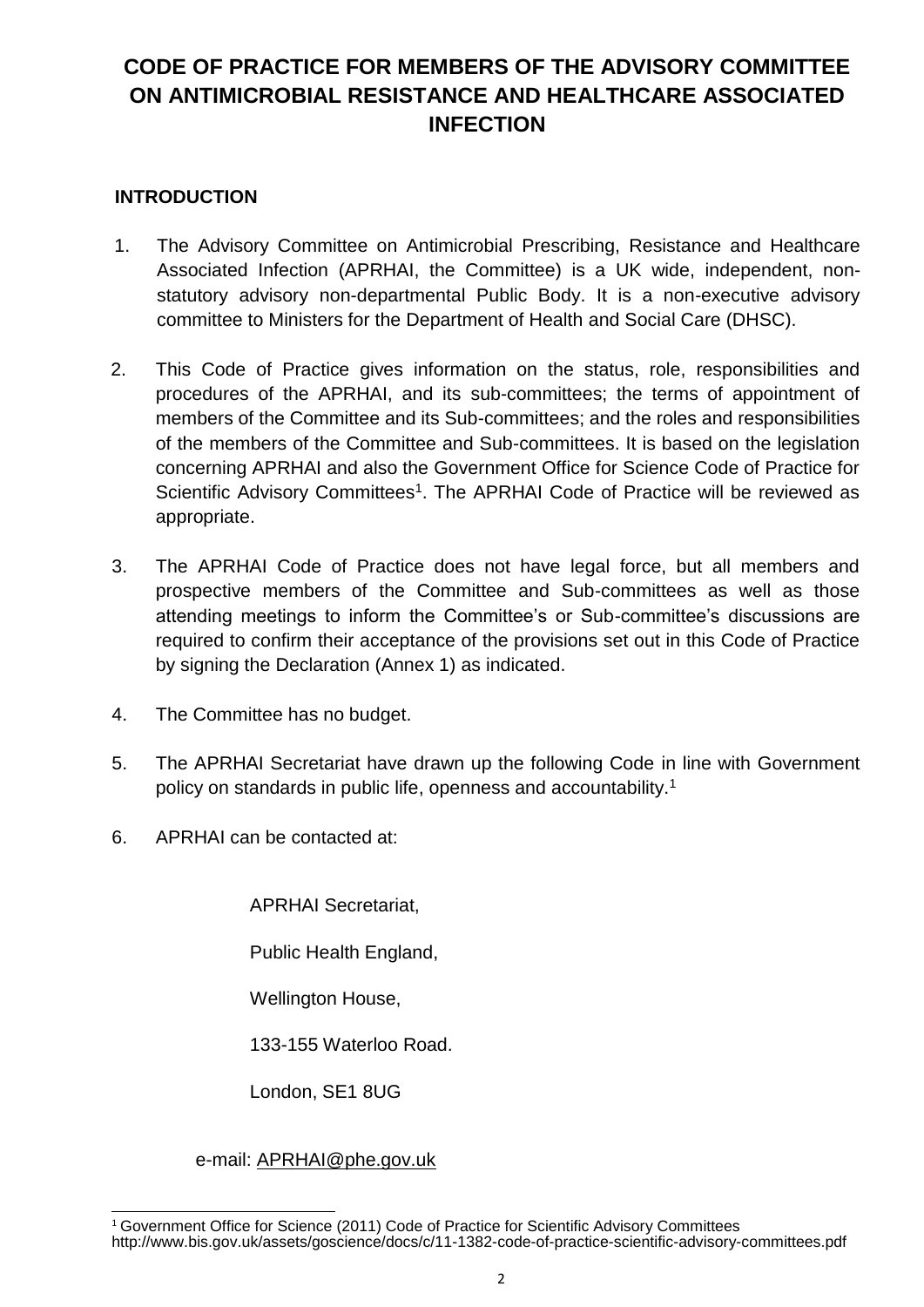# CODE OF PRACTICE FOR MEMBERS OF THE ADVISORY COMMITTEE ON ANTIMICROBIAL RESISTANCE AND HEALTHCARE ASSOCIATED INFECTION

## INTRODUCTION

1. The Advisory Committee on Antimicrobial Prescribing, Resistance and Healthcare Associated Infection (APRHAI, the Committee) is a UK wide, independent, non-statutory advisory non-departmental Public Body. It is a non-executive advisory committee to Ministers for the Department of Health and Social Care (DHSC).

2. This Code of Practice gives information on the status, role, responsibilities and procedures of the APRHAI, and its sub-committees; the terms of appointment of members of the Committee and its Sub-committees; and the roles and responsibilities of the members of the Committee and Sub-committees. It is based on the legislation concerning APRHAI and also the Government Office for Science Code of Practice for Scientific Advisory Committees[1]. The APRHAI Code of Practice will be reviewed as appropriate.

3. The APRHAI Code of Practice does not have legal force, but all members and prospective members of the Committee and Sub-committees as well as those attending meetings to inform the Committee's or Sub-committee's discussions are required to confirm their acceptance of the provisions set out in this Code of Practice by signing the Declaration (Annex 1) as indicated.

4. The Committee has no budget.

5. The APRHAI Secretariat have drawn up the following Code in line with Government policy on standards in public life, openness and accountability.[1]

6. APRHAI can be contacted at:

   APRHAI Secretariat,

   Public Health England,

   Wellington House,

   133-155 Waterloo Road.

   London, SE1 8UG

   e-mail: APRHAI@phe.gov.uk

---

[1] Government Office for Science (2011) Code of Practice for Scientific Advisory Committees http://www.bis.gov.uk/assets/goscience/docs/c/11-1382-code-of-practice-scientific-advisory-committees.pdf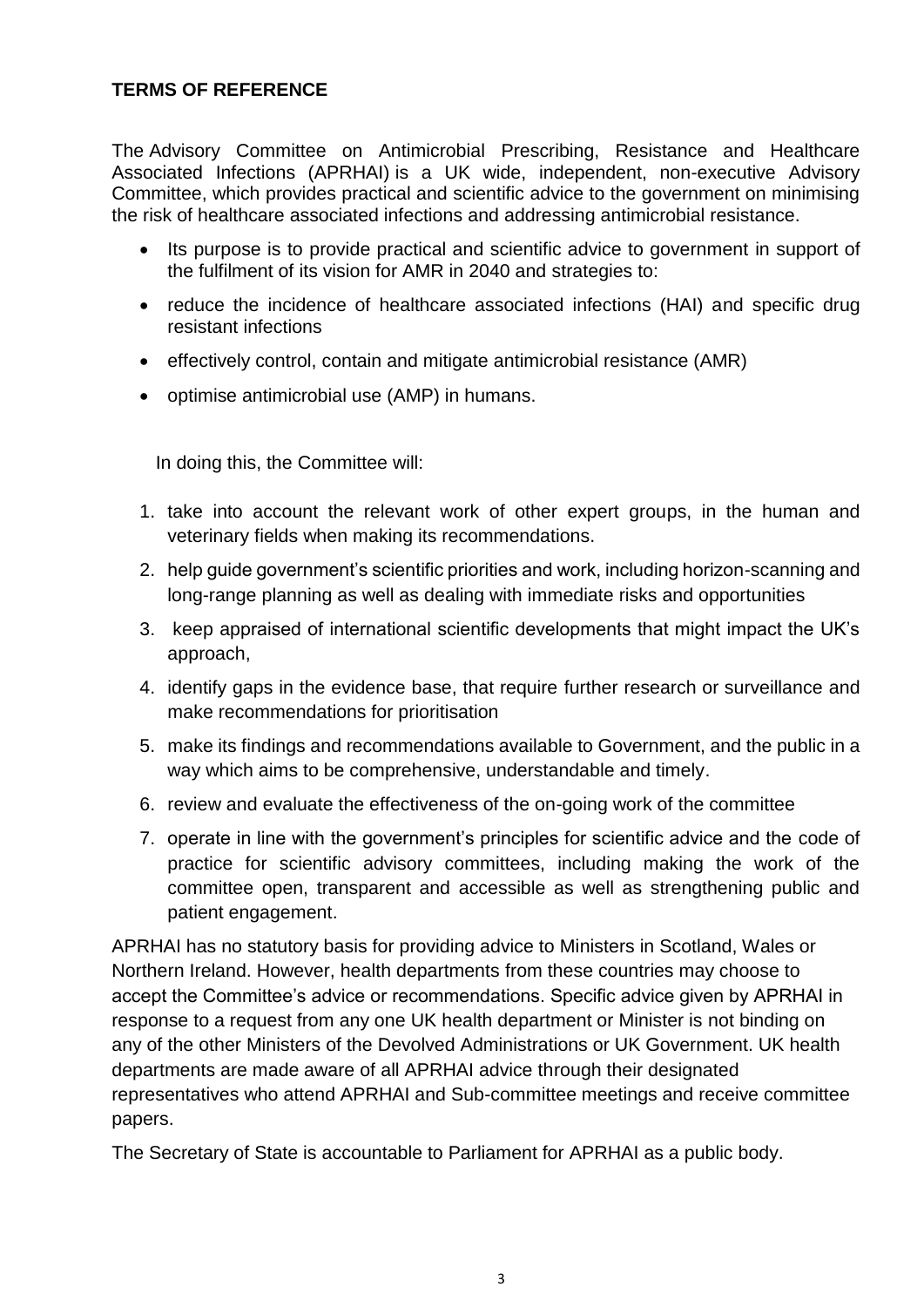**TERMS OF REFERENCE**

The Advisory Committee on Antimicrobial Prescribing, Resistance and Healthcare Associated Infections (APRHAI) is a UK wide, independent, non-executive Advisory Committee, which provides practical and scientific advice to the government on minimising the risk of healthcare associated infections and addressing antimicrobial resistance.

- Its purpose is to provide practical and scientific advice to government in support of the fulfilment of its vision for AMR in 2040 and strategies to:
- reduce the incidence of healthcare associated infections (HAI) and specific drug resistant infections
- effectively control, contain and mitigate antimicrobial resistance (AMR)
- optimise antimicrobial use (AMP) in humans.

In doing this, the Committee will:

1. take into account the relevant work of other expert groups, in the human and veterinary fields when making its recommendations.
2. help guide government's scientific priorities and work, including horizon-scanning and long-range planning as well as dealing with immediate risks and opportunities
3. keep appraised of international scientific developments that might impact the UK's approach,
4. identify gaps in the evidence base, that require further research or surveillance and make recommendations for prioritisation
5. make its findings and recommendations available to Government, and the public in a way which aims to be comprehensive, understandable and timely.
6. review and evaluate the effectiveness of the on-going work of the committee
7. operate in line with the government's principles for scientific advice and the code of practice for scientific advisory committees, including making the work of the committee open, transparent and accessible as well as strengthening public and patient engagement.

APRHAI has no statutory basis for providing advice to Ministers in Scotland, Wales or Northern Ireland. However, health departments from these countries may choose to accept the Committee's advice or recommendations. Specific advice given by APRHAI in response to a request from any one UK health department or Minister is not binding on any of the other Ministers of the Devolved Administrations or UK Government. UK health departments are made aware of all APRHAI advice through their designated representatives who attend APRHAI and Sub-committee meetings and receive committee papers.

The Secretary of State is accountable to Parliament for APRHAI as a public body.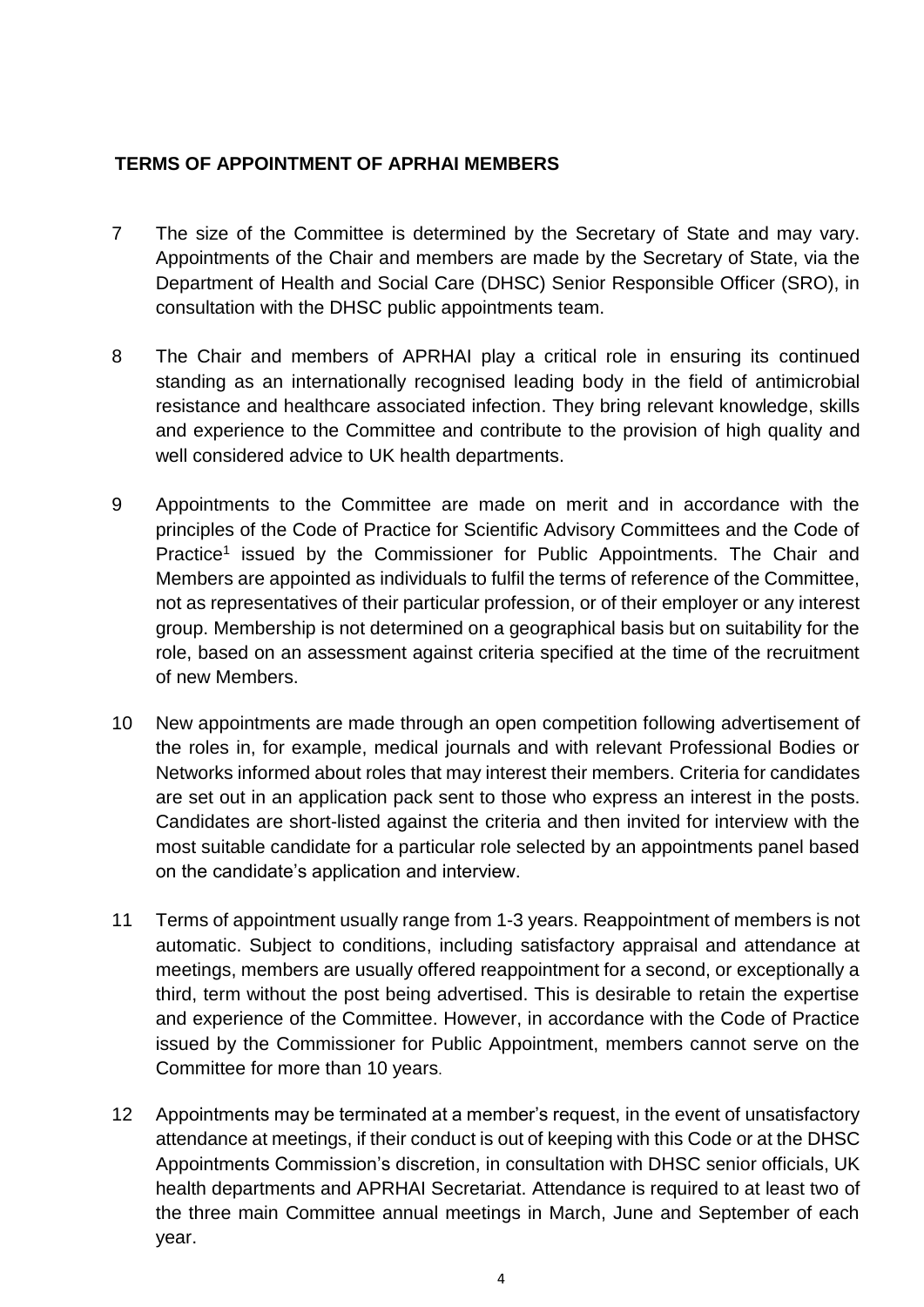## TERMS OF APPOINTMENT OF APRHAI MEMBERS

7 The size of the Committee is determined by the Secretary of State and may vary. Appointments of the Chair and members are made by the Secretary of State, via the Department of Health and Social Care (DHSC) Senior Responsible Officer (SRO), in consultation with the DHSC public appointments team.

8 The Chair and members of APRHAI play a critical role in ensuring its continued standing as an internationally recognised leading body in the field of antimicrobial resistance and healthcare associated infection. They bring relevant knowledge, skills and experience to the Committee and contribute to the provision of high quality and well considered advice to UK health departments.

9 Appointments to the Committee are made on merit and in accordance with the principles of the Code of Practice for Scientific Advisory Committees and the Code of Practice[1] issued by the Commissioner for Public Appointments. The Chair and Members are appointed as individuals to fulfil the terms of reference of the Committee, not as representatives of their particular profession, or of their employer or any interest group. Membership is not determined on a geographical basis but on suitability for the role, based on an assessment against criteria specified at the time of the recruitment of new Members.

10 New appointments are made through an open competition following advertisement of the roles in, for example, medical journals and with relevant Professional Bodies or Networks informed about roles that may interest their members. Criteria for candidates are set out in an application pack sent to those who express an interest in the posts. Candidates are short-listed against the criteria and then invited for interview with the most suitable candidate for a particular role selected by an appointments panel based on the candidate's application and interview.

11 Terms of appointment usually range from 1-3 years. Reappointment of members is not automatic. Subject to conditions, including satisfactory appraisal and attendance at meetings, members are usually offered reappointment for a second, or exceptionally a third, term without the post being advertised. This is desirable to retain the expertise and experience of the Committee. However, in accordance with the Code of Practice issued by the Commissioner for Public Appointment, members cannot serve on the Committee for more than 10 years.

12 Appointments may be terminated at a member's request, in the event of unsatisfactory attendance at meetings, if their conduct is out of keeping with this Code or at the DHSC Appointments Commission's discretion, in consultation with DHSC senior officials, UK health departments and APRHAI Secretariat. Attendance is required to at least two of the three main Committee annual meetings in March, June and September of each year.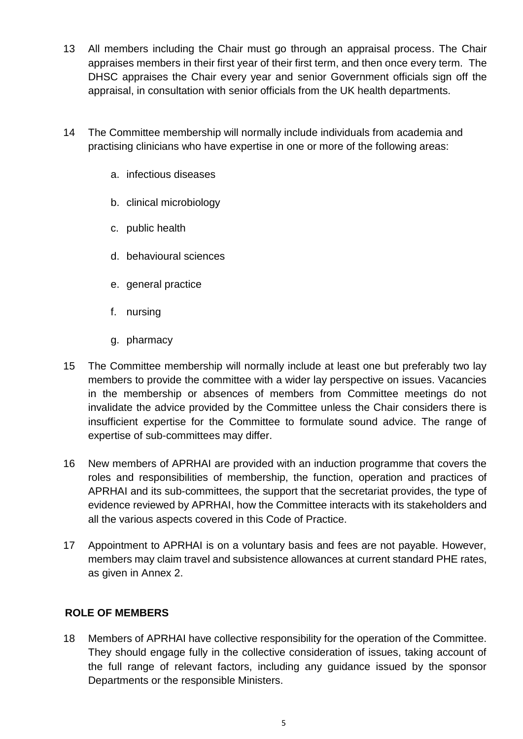13 All members including the Chair must go through an appraisal process. The Chair appraises members in their first year of their first term, and then once every term. The DHSC appraises the Chair every year and senior Government officials sign off the appraisal, in consultation with senior officials from the UK health departments.

14 The Committee membership will normally include individuals from academia and practising clinicians who have expertise in one or more of the following areas:

   a. infectious diseases

   b. clinical microbiology

   c. public health

   d. behavioural sciences

   e. general practice

   f. nursing

   g. pharmacy

15 The Committee membership will normally include at least one but preferably two lay members to provide the committee with a wider lay perspective on issues. Vacancies in the membership or absences of members from Committee meetings do not invalidate the advice provided by the Committee unless the Chair considers there is insufficient expertise for the Committee to formulate sound advice. The range of expertise of sub-committees may differ.

16 New members of APRHAI are provided with an induction programme that covers the roles and responsibilities of membership, the function, operation and practices of APRHAI and its sub-committees, the support that the secretariat provides, the type of evidence reviewed by APRHAI, how the Committee interacts with its stakeholders and all the various aspects covered in this Code of Practice.

17 Appointment to APRHAI is on a voluntary basis and fees are not payable. However, members may claim travel and subsistence allowances at current standard PHE rates, as given in Annex 2.

**ROLE OF MEMBERS**

18 Members of APRHAI have collective responsibility for the operation of the Committee. They should engage fully in the collective consideration of issues, taking account of the full range of relevant factors, including any guidance issued by the sponsor Departments or the responsible Ministers.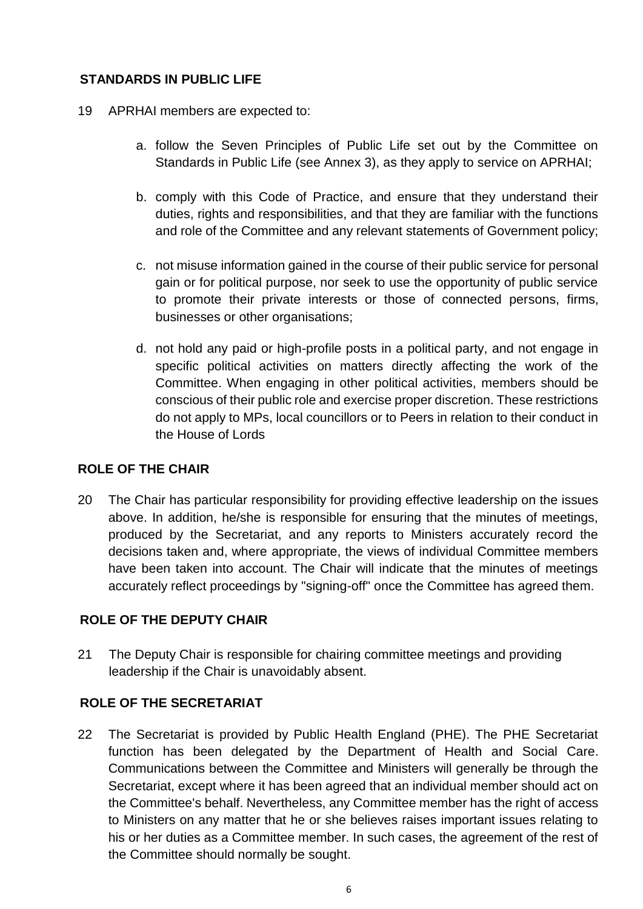## STANDARDS IN PUBLIC LIFE

19 APRHAI members are expected to:

a. follow the Seven Principles of Public Life set out by the Committee on Standards in Public Life (see Annex 3), as they apply to service on APRHAI;

b. comply with this Code of Practice, and ensure that they understand their duties, rights and responsibilities, and that they are familiar with the functions and role of the Committee and any relevant statements of Government policy;

c. not misuse information gained in the course of their public service for personal gain or for political purpose, nor seek to use the opportunity of public service to promote their private interests or those of connected persons, firms, businesses or other organisations;

d. not hold any paid or high-profile posts in a political party, and not engage in specific political activities on matters directly affecting the work of the Committee. When engaging in other political activities, members should be conscious of their public role and exercise proper discretion. These restrictions do not apply to MPs, local councillors or to Peers in relation to their conduct in the House of Lords

## ROLE OF THE CHAIR

20 The Chair has particular responsibility for providing effective leadership on the issues above. In addition, he/she is responsible for ensuring that the minutes of meetings, produced by the Secretariat, and any reports to Ministers accurately record the decisions taken and, where appropriate, the views of individual Committee members have been taken into account. The Chair will indicate that the minutes of meetings accurately reflect proceedings by "signing-off" once the Committee has agreed them.

## ROLE OF THE DEPUTY CHAIR

21 The Deputy Chair is responsible for chairing committee meetings and providing leadership if the Chair is unavoidably absent.

## ROLE OF THE SECRETARIAT

22 The Secretariat is provided by Public Health England (PHE). The PHE Secretariat function has been delegated by the Department of Health and Social Care. Communications between the Committee and Ministers will generally be through the Secretariat, except where it has been agreed that an individual member should act on the Committee's behalf. Nevertheless, any Committee member has the right of access to Ministers on any matter that he or she believes raises important issues relating to his or her duties as a Committee member. In such cases, the agreement of the rest of the Committee should normally be sought.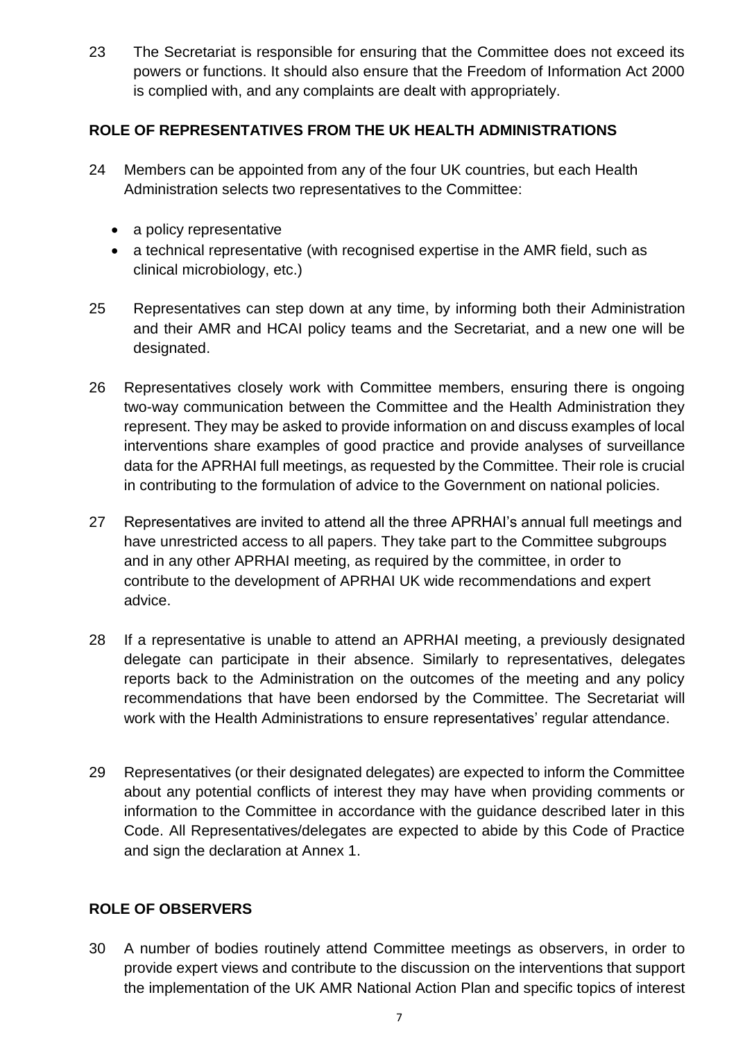23 The Secretariat is responsible for ensuring that the Committee does not exceed its powers or functions. It should also ensure that the Freedom of Information Act 2000 is complied with, and any complaints are dealt with appropriately.

## ROLE OF REPRESENTATIVES FROM THE UK HEALTH ADMINISTRATIONS

24 Members can be appointed from any of the four UK countries, but each Health Administration selects two representatives to the Committee:

- a policy representative
- a technical representative (with recognised expertise in the AMR field, such as clinical microbiology, etc.)

25 Representatives can step down at any time, by informing both their Administration and their AMR and HCAI policy teams and the Secretariat, and a new one will be designated.

26 Representatives closely work with Committee members, ensuring there is ongoing two-way communication between the Committee and the Health Administration they represent. They may be asked to provide information on and discuss examples of local interventions share examples of good practice and provide analyses of surveillance data for the APRHAI full meetings, as requested by the Committee. Their role is crucial in contributing to the formulation of advice to the Government on national policies.

27 Representatives are invited to attend all the three APRHAI's annual full meetings and have unrestricted access to all papers. They take part to the Committee subgroups and in any other APRHAI meeting, as required by the committee, in order to contribute to the development of APRHAI UK wide recommendations and expert advice.

28 If a representative is unable to attend an APRHAI meeting, a previously designated delegate can participate in their absence. Similarly to representatives, delegates reports back to the Administration on the outcomes of the meeting and any policy recommendations that have been endorsed by the Committee. The Secretariat will work with the Health Administrations to ensure representatives' regular attendance.

29 Representatives (or their designated delegates) are expected to inform the Committee about any potential conflicts of interest they may have when providing comments or information to the Committee in accordance with the guidance described later in this Code. All Representatives/delegates are expected to abide by this Code of Practice and sign the declaration at Annex 1.

## ROLE OF OBSERVERS

30 A number of bodies routinely attend Committee meetings as observers, in order to provide expert views and contribute to the discussion on the interventions that support the implementation of the UK AMR National Action Plan and specific topics of interest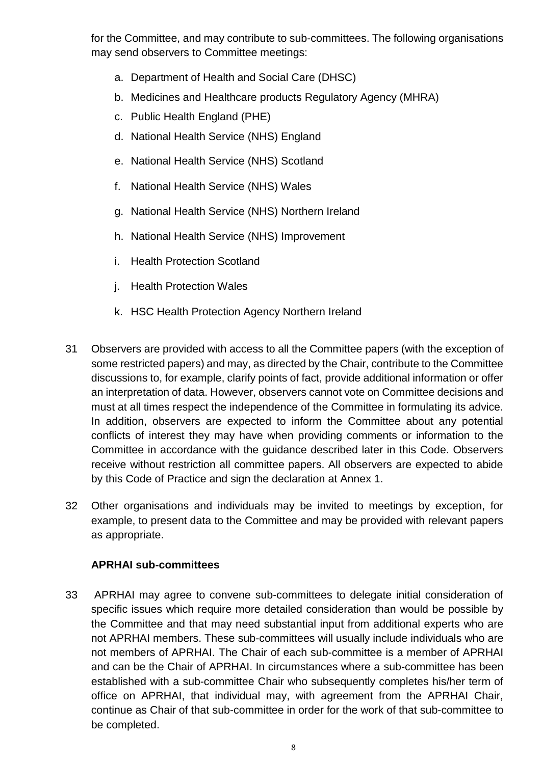for the Committee, and may contribute to sub-committees. The following organisations may send observers to Committee meetings:

a. Department of Health and Social Care (DHSC)
b. Medicines and Healthcare products Regulatory Agency (MHRA)
c. Public Health England (PHE)
d. National Health Service (NHS) England
e. National Health Service (NHS) Scotland
f. National Health Service (NHS) Wales
g. National Health Service (NHS) Northern Ireland
h. National Health Service (NHS) Improvement
i. Health Protection Scotland
j. Health Protection Wales
k. HSC Health Protection Agency Northern Ireland

31 Observers are provided with access to all the Committee papers (with the exception of some restricted papers) and may, as directed by the Chair, contribute to the Committee discussions to, for example, clarify points of fact, provide additional information or offer an interpretation of data. However, observers cannot vote on Committee decisions and must at all times respect the independence of the Committee in formulating its advice. In addition, observers are expected to inform the Committee about any potential conflicts of interest they may have when providing comments or information to the Committee in accordance with the guidance described later in this Code. Observers receive without restriction all committee papers. All observers are expected to abide by this Code of Practice and sign the declaration at Annex 1.

32 Other organisations and individuals may be invited to meetings by exception, for example, to present data to the Committee and may be provided with relevant papers as appropriate.

**APRHAI sub-committees**

33 APRHAI may agree to convene sub-committees to delegate initial consideration of specific issues which require more detailed consideration than would be possible by the Committee and that may need substantial input from additional experts who are not APRHAI members. These sub-committees will usually include individuals who are not members of APRHAI. The Chair of each sub-committee is a member of APRHAI and can be the Chair of APRHAI. In circumstances where a sub-committee has been established with a sub-committee Chair who subsequently completes his/her term of office on APRHAI, that individual may, with agreement from the APRHAI Chair, continue as Chair of that sub-committee in order for the work of that sub-committee to be completed.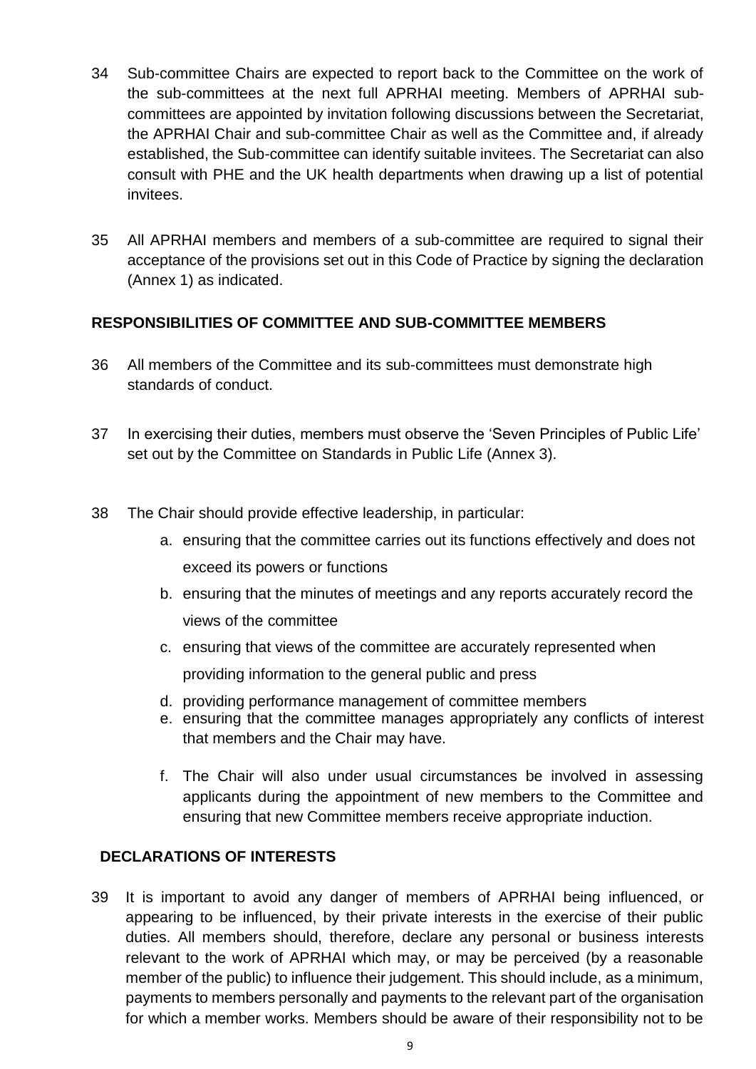34 Sub-committee Chairs are expected to report back to the Committee on the work of the sub-committees at the next full APRHAI meeting. Members of APRHAI sub-committees are appointed by invitation following discussions between the Secretariat, the APRHAI Chair and sub-committee Chair as well as the Committee and, if already established, the Sub-committee can identify suitable invitees. The Secretariat can also consult with PHE and the UK health departments when drawing up a list of potential invitees.

35 All APRHAI members and members of a sub-committee are required to signal their acceptance of the provisions set out in this Code of Practice by signing the declaration (Annex 1) as indicated.

**RESPONSIBILITIES OF COMMITTEE AND SUB-COMMITTEE MEMBERS**

36 All members of the Committee and its sub-committees must demonstrate high standards of conduct.

37 In exercising their duties, members must observe the 'Seven Principles of Public Life' set out by the Committee on Standards in Public Life (Annex 3).

38 The Chair should provide effective leadership, in particular:

a. ensuring that the committee carries out its functions effectively and does not exceed its powers or functions
b. ensuring that the minutes of meetings and any reports accurately record the views of the committee
c. ensuring that views of the committee are accurately represented when providing information to the general public and press
d. providing performance management of committee members
e. ensuring that the committee manages appropriately any conflicts of interest that members and the Chair may have.
f. The Chair will also under usual circumstances be involved in assessing applicants during the appointment of new members to the Committee and ensuring that new Committee members receive appropriate induction.

**DECLARATIONS OF INTERESTS**

39 It is important to avoid any danger of members of APRHAI being influenced, or appearing to be influenced, by their private interests in the exercise of their public duties. All members should, therefore, declare any personal or business interests relevant to the work of APRHAI which may, or may be perceived (by a reasonable member of the public) to influence their judgement. This should include, as a minimum, payments to members personally and payments to the relevant part of the organisation for which a member works. Members should be aware of their responsibility not to be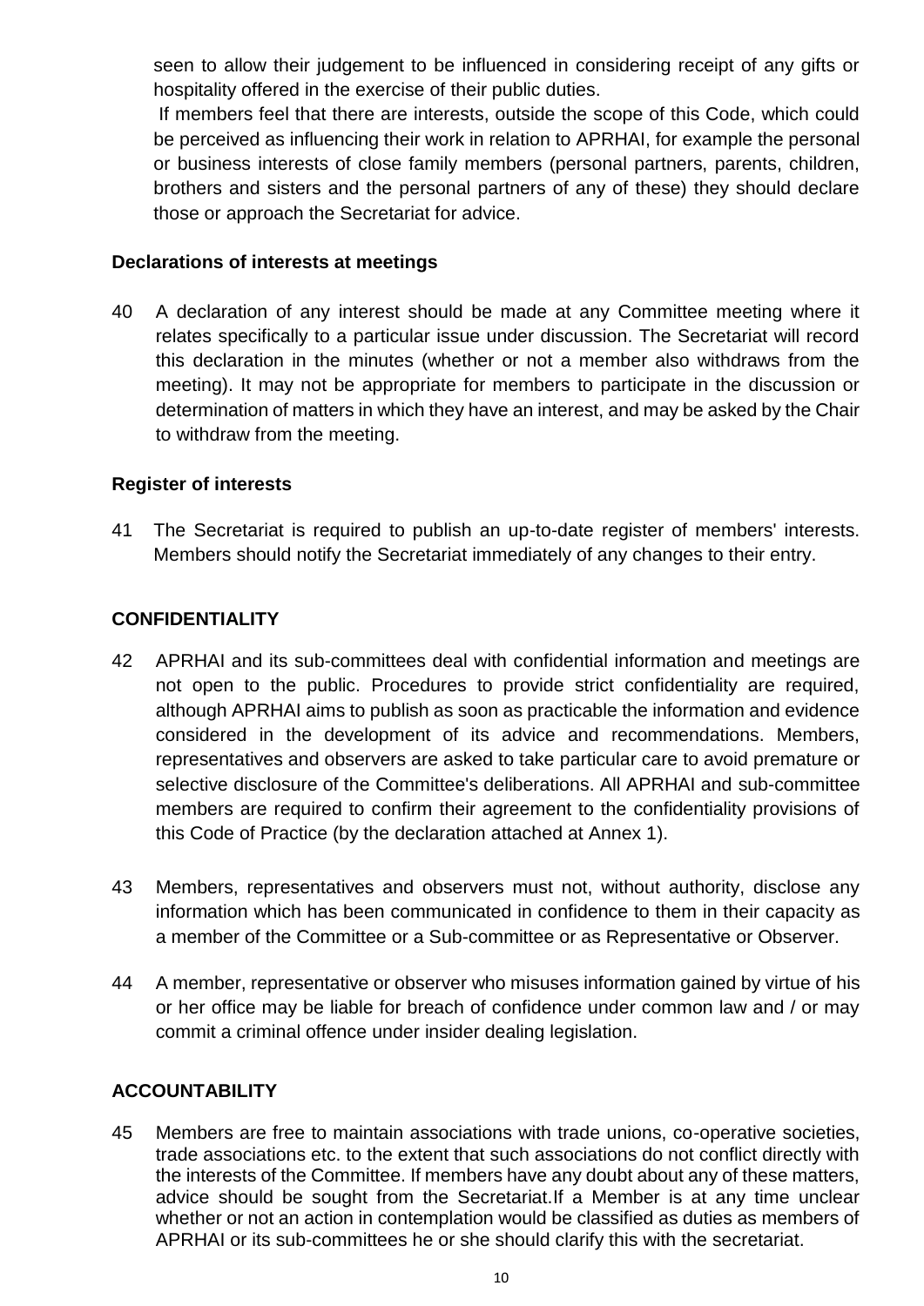seen to allow their judgement to be influenced in considering receipt of any gifts or hospitality offered in the exercise of their public duties.

If members feel that there are interests, outside the scope of this Code, which could be perceived as influencing their work in relation to APRHAI, for example the personal or business interests of close family members (personal partners, parents, children, brothers and sisters and the personal partners of any of these) they should declare those or approach the Secretariat for advice.

**Declarations of interests at meetings**

40 A declaration of any interest should be made at any Committee meeting where it relates specifically to a particular issue under discussion. The Secretariat will record this declaration in the minutes (whether or not a member also withdraws from the meeting). It may not be appropriate for members to participate in the discussion or determination of matters in which they have an interest, and may be asked by the Chair to withdraw from the meeting.

**Register of interests**

41 The Secretariat is required to publish an up-to-date register of members' interests. Members should notify the Secretariat immediately of any changes to their entry.

**CONFIDENTIALITY**

42 APRHAI and its sub-committees deal with confidential information and meetings are not open to the public. Procedures to provide strict confidentiality are required, although APRHAI aims to publish as soon as practicable the information and evidence considered in the development of its advice and recommendations. Members, representatives and observers are asked to take particular care to avoid premature or selective disclosure of the Committee's deliberations. All APRHAI and sub-committee members are required to confirm their agreement to the confidentiality provisions of this Code of Practice (by the declaration attached at Annex 1).

43 Members, representatives and observers must not, without authority, disclose any information which has been communicated in confidence to them in their capacity as a member of the Committee or a Sub-committee or as Representative or Observer.

44 A member, representative or observer who misuses information gained by virtue of his or her office may be liable for breach of confidence under common law and / or may commit a criminal offence under insider dealing legislation.

**ACCOUNTABILITY**

45 Members are free to maintain associations with trade unions, co-operative societies, trade associations etc. to the extent that such associations do not conflict directly with the interests of the Committee. If members have any doubt about any of these matters, advice should be sought from the Secretariat.If a Member is at any time unclear whether or not an action in contemplation would be classified as duties as members of APRHAI or its sub-committees he or she should clarify this with the secretariat.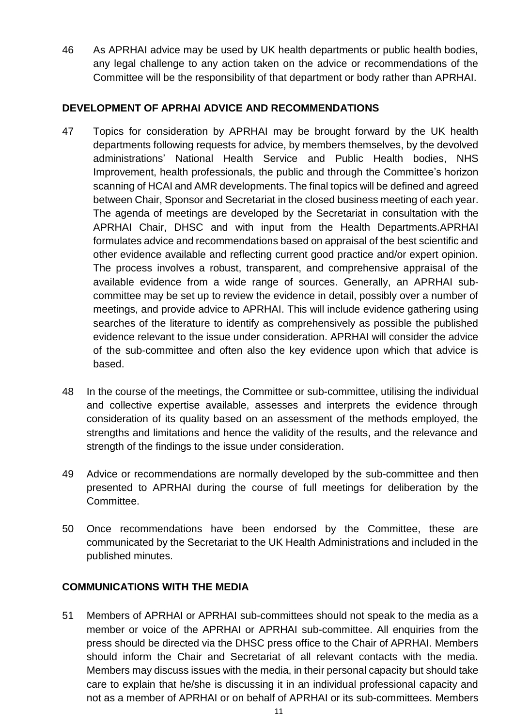46 As APRHAI advice may be used by UK health departments or public health bodies, any legal challenge to any action taken on the advice or recommendations of the Committee will be the responsibility of that department or body rather than APRHAI.

## DEVELOPMENT OF APRHAI ADVICE AND RECOMMENDATIONS

47 Topics for consideration by APRHAI may be brought forward by the UK health departments following requests for advice, by members themselves, by the devolved administrations' National Health Service and Public Health bodies, NHS Improvement, health professionals, the public and through the Committee's horizon scanning of HCAI and AMR developments. The final topics will be defined and agreed between Chair, Sponsor and Secretariat in the closed business meeting of each year. The agenda of meetings are developed by the Secretariat in consultation with the APRHAI Chair, DHSC and with input from the Health Departments.APRHAI formulates advice and recommendations based on appraisal of the best scientific and other evidence available and reflecting current good practice and/or expert opinion. The process involves a robust, transparent, and comprehensive appraisal of the available evidence from a wide range of sources. Generally, an APRHAI sub-committee may be set up to review the evidence in detail, possibly over a number of meetings, and provide advice to APRHAI. This will include evidence gathering using searches of the literature to identify as comprehensively as possible the published evidence relevant to the issue under consideration. APRHAI will consider the advice of the sub-committee and often also the key evidence upon which that advice is based.

48 In the course of the meetings, the Committee or sub-committee, utilising the individual and collective expertise available, assesses and interprets the evidence through consideration of its quality based on an assessment of the methods employed, the strengths and limitations and hence the validity of the results, and the relevance and strength of the findings to the issue under consideration.

49 Advice or recommendations are normally developed by the sub-committee and then presented to APRHAI during the course of full meetings for deliberation by the Committee.

50 Once recommendations have been endorsed by the Committee, these are communicated by the Secretariat to the UK Health Administrations and included in the published minutes.

## COMMUNICATIONS WITH THE MEDIA

51 Members of APRHAI or APRHAI sub-committees should not speak to the media as a member or voice of the APRHAI or APRHAI sub-committee. All enquiries from the press should be directed via the DHSC press office to the Chair of APRHAI. Members should inform the Chair and Secretariat of all relevant contacts with the media. Members may discuss issues with the media, in their personal capacity but should take care to explain that he/she is discussing it in an individual professional capacity and not as a member of APRHAI or on behalf of APRHAI or its sub-committees. Members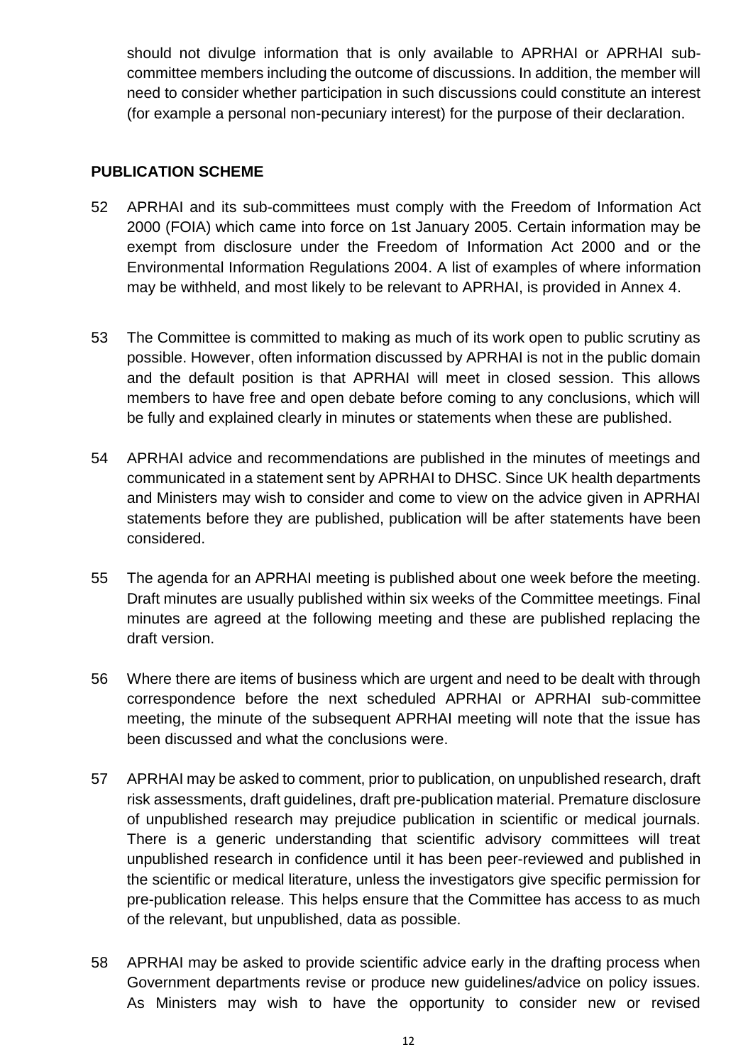should not divulge information that is only available to APRHAI or APRHAI sub-committee members including the outcome of discussions. In addition, the member will need to consider whether participation in such discussions could constitute an interest (for example a personal non-pecuniary interest) for the purpose of their declaration.

**PUBLICATION SCHEME**

52 APRHAI and its sub-committees must comply with the Freedom of Information Act 2000 (FOIA) which came into force on 1st January 2005. Certain information may be exempt from disclosure under the Freedom of Information Act 2000 and or the Environmental Information Regulations 2004. A list of examples of where information may be withheld, and most likely to be relevant to APRHAI, is provided in Annex 4.

53 The Committee is committed to making as much of its work open to public scrutiny as possible. However, often information discussed by APRHAI is not in the public domain and the default position is that APRHAI will meet in closed session. This allows members to have free and open debate before coming to any conclusions, which will be fully and explained clearly in minutes or statements when these are published.

54 APRHAI advice and recommendations are published in the minutes of meetings and communicated in a statement sent by APRHAI to DHSC. Since UK health departments and Ministers may wish to consider and come to view on the advice given in APRHAI statements before they are published, publication will be after statements have been considered.

55 The agenda for an APRHAI meeting is published about one week before the meeting. Draft minutes are usually published within six weeks of the Committee meetings. Final minutes are agreed at the following meeting and these are published replacing the draft version.

56 Where there are items of business which are urgent and need to be dealt with through correspondence before the next scheduled APRHAI or APRHAI sub-committee meeting, the minute of the subsequent APRHAI meeting will note that the issue has been discussed and what the conclusions were.

57 APRHAI may be asked to comment, prior to publication, on unpublished research, draft risk assessments, draft guidelines, draft pre-publication material. Premature disclosure of unpublished research may prejudice publication in scientific or medical journals. There is a generic understanding that scientific advisory committees will treat unpublished research in confidence until it has been peer-reviewed and published in the scientific or medical literature, unless the investigators give specific permission for pre-publication release. This helps ensure that the Committee has access to as much of the relevant, but unpublished, data as possible.

58 APRHAI may be asked to provide scientific advice early in the drafting process when Government departments revise or produce new guidelines/advice on policy issues. As Ministers may wish to have the opportunity to consider new or revised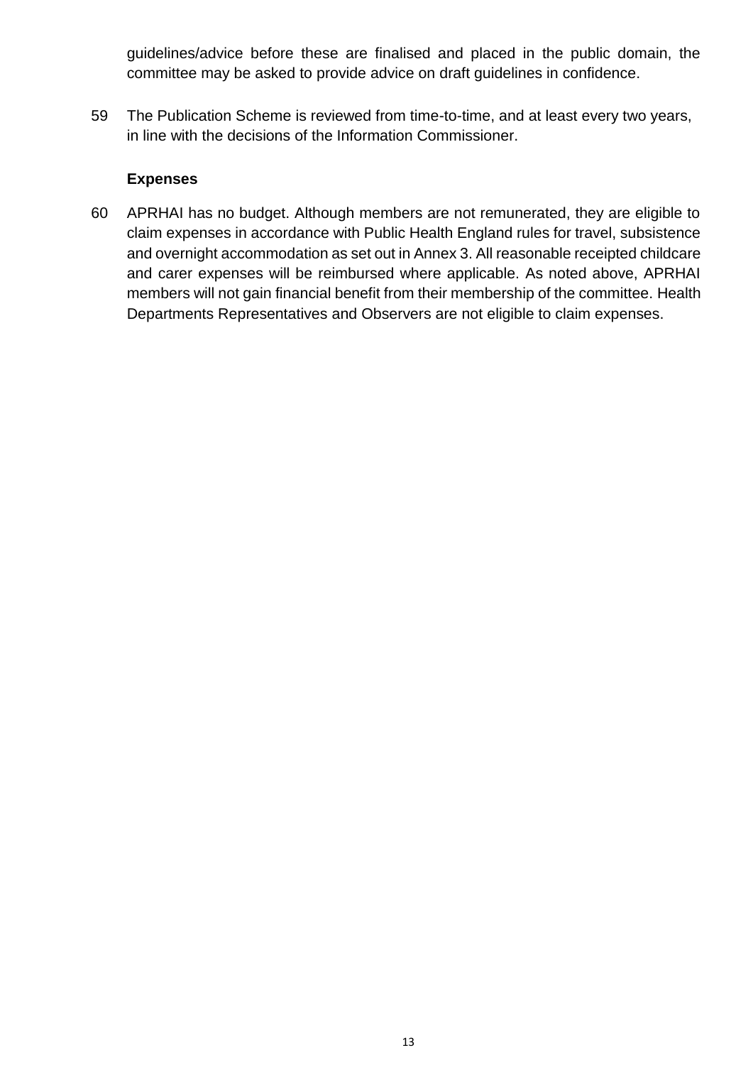guidelines/advice before these are finalised and placed in the public domain, the committee may be asked to provide advice on draft guidelines in confidence.

59 The Publication Scheme is reviewed from time-to-time, and at least every two years, in line with the decisions of the Information Commissioner.

### Expenses

60 APRHAI has no budget. Although members are not remunerated, they are eligible to claim expenses in accordance with Public Health England rules for travel, subsistence and overnight accommodation as set out in Annex 3. All reasonable receipted childcare and carer expenses will be reimbursed where applicable. As noted above, APRHAI members will not gain financial benefit from their membership of the committee. Health Departments Representatives and Observers are not eligible to claim expenses.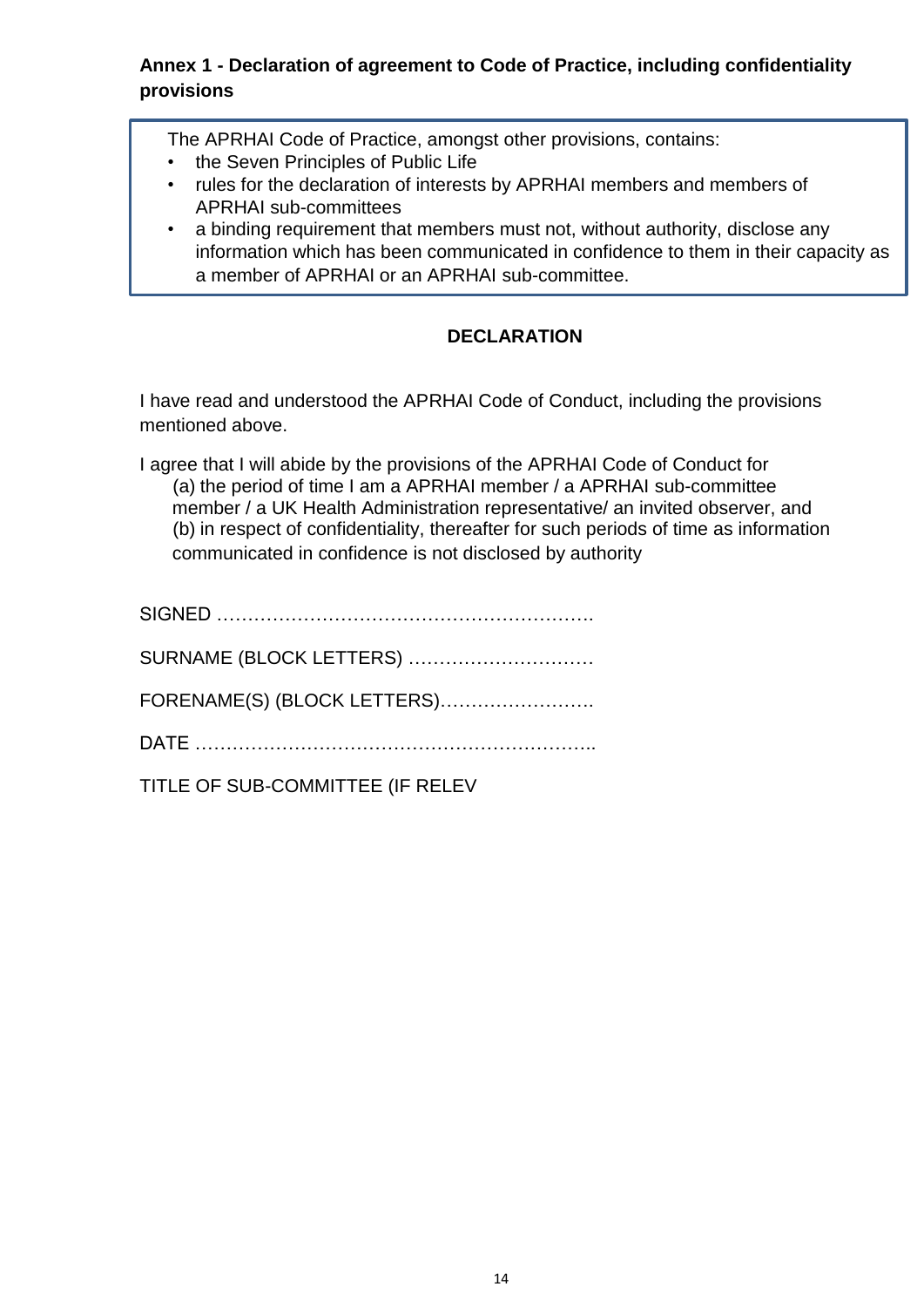## Annex 1 - Declaration of agreement to Code of Practice, including confidentiality provisions

The APRHAI Code of Practice, amongst other provisions, contains:

- the Seven Principles of Public Life
- rules for the declaration of interests by APRHAI members and members of APRHAI sub-committees
- a binding requirement that members must not, without authority, disclose any information which has been communicated in confidence to them in their capacity as a member of APRHAI or an APRHAI sub-committee.

**DECLARATION**

I have read and understood the APRHAI Code of Conduct, including the provisions mentioned above.

I agree that I will abide by the provisions of the APRHAI Code of Conduct for
(a) the period of time I am a APRHAI member / a APRHAI sub-committee member / a UK Health Administration representative/ an invited observer, and
(b) in respect of confidentiality, thereafter for such periods of time as information communicated in confidence is not disclosed by authority

SIGNED …………………………………………………….

SURNAME (BLOCK LETTERS) …………………………

FORENAME(S) (BLOCK LETTERS)…………………….

DATE ………………………………………………………..

TITLE OF SUB-COMMITTEE (IF RELEV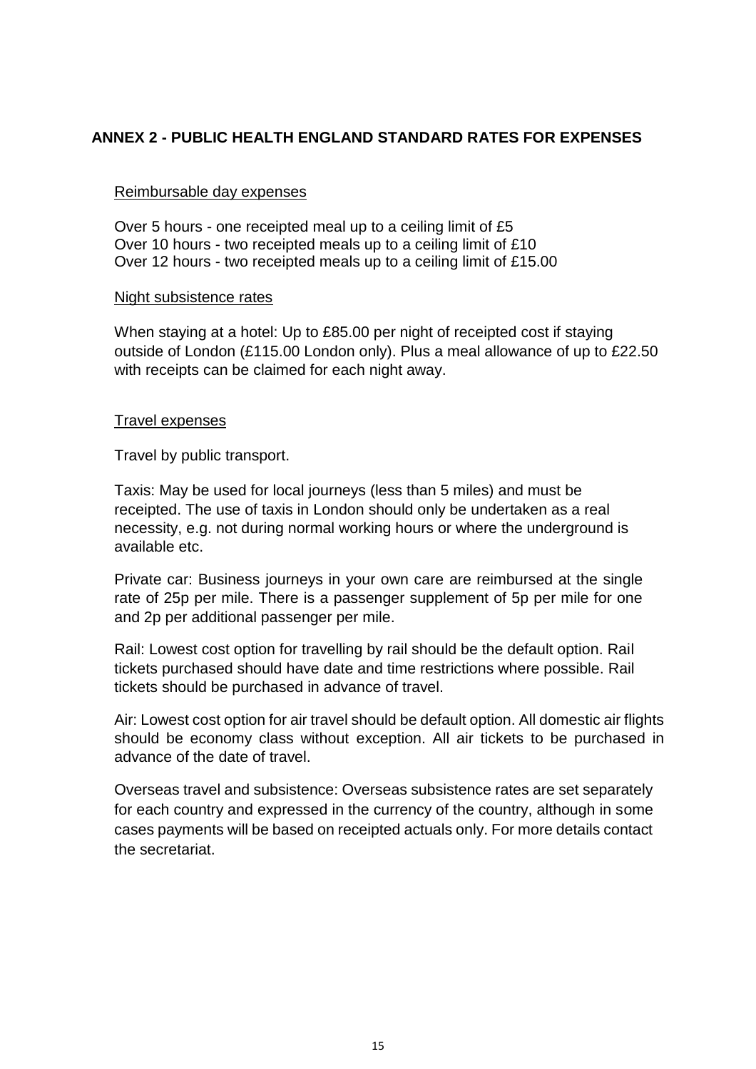## ANNEX 2 - PUBLIC HEALTH ENGLAND STANDARD RATES FOR EXPENSES

### Reimbursable day expenses

Over 5 hours - one receipted meal up to a ceiling limit of £5
Over 10 hours - two receipted meals up to a ceiling limit of £10
Over 12 hours - two receipted meals up to a ceiling limit of £15.00

### Night subsistence rates

When staying at a hotel: Up to £85.00 per night of receipted cost if staying outside of London (£115.00 London only). Plus a meal allowance of up to £22.50 with receipts can be claimed for each night away.

### Travel expenses

Travel by public transport.

Taxis: May be used for local journeys (less than 5 miles) and must be receipted. The use of taxis in London should only be undertaken as a real necessity, e.g. not during normal working hours or where the underground is available etc.

Private car: Business journeys in your own care are reimbursed at the single rate of 25p per mile. There is a passenger supplement of 5p per mile for one and 2p per additional passenger per mile.

Rail: Lowest cost option for travelling by rail should be the default option. Rail tickets purchased should have date and time restrictions where possible. Rail tickets should be purchased in advance of travel.

Air: Lowest cost option for air travel should be default option. All domestic air flights should be economy class without exception. All air tickets to be purchased in advance of the date of travel.

Overseas travel and subsistence: Overseas subsistence rates are set separately for each country and expressed in the currency of the country, although in some cases payments will be based on receipted actuals only. For more details contact the secretariat.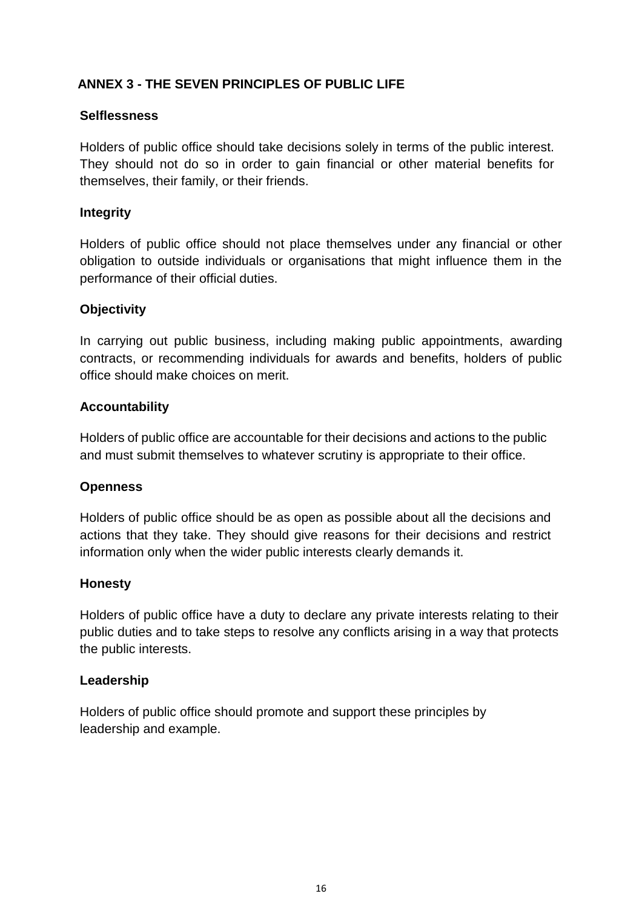## ANNEX 3 - THE SEVEN PRINCIPLES OF PUBLIC LIFE

### Selflessness

Holders of public office should take decisions solely in terms of the public interest. They should not do so in order to gain financial or other material benefits for themselves, their family, or their friends.

### Integrity

Holders of public office should not place themselves under any financial or other obligation to outside individuals or organisations that might influence them in the performance of their official duties.

### Objectivity

In carrying out public business, including making public appointments, awarding contracts, or recommending individuals for awards and benefits, holders of public office should make choices on merit.

### Accountability

Holders of public office are accountable for their decisions and actions to the public and must submit themselves to whatever scrutiny is appropriate to their office.

### Openness

Holders of public office should be as open as possible about all the decisions and actions that they take. They should give reasons for their decisions and restrict information only when the wider public interests clearly demands it.

### Honesty

Holders of public office have a duty to declare any private interests relating to their public duties and to take steps to resolve any conflicts arising in a way that protects the public interests.

### Leadership

Holders of public office should promote and support these principles by leadership and example.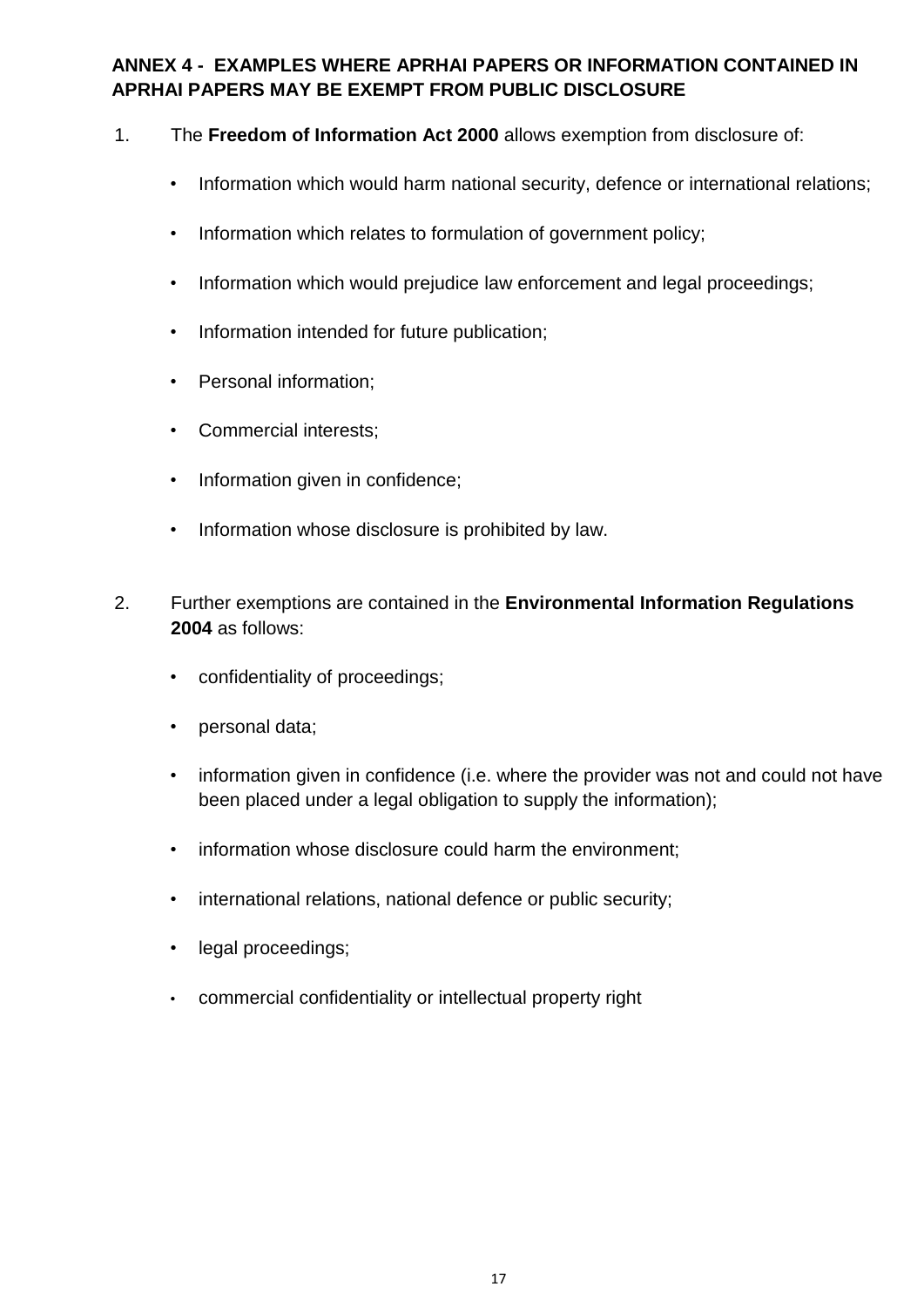## ANNEX 4 - EXAMPLES WHERE APRHAI PAPERS OR INFORMATION CONTAINED IN APRHAI PAPERS MAY BE EXEMPT FROM PUBLIC DISCLOSURE

1. The **Freedom of Information Act 2000** allows exemption from disclosure of:

   - Information which would harm national security, defence or international relations;
   - Information which relates to formulation of government policy;
   - Information which would prejudice law enforcement and legal proceedings;
   - Information intended for future publication;
   - Personal information;
   - Commercial interests;
   - Information given in confidence;
   - Information whose disclosure is prohibited by law.

2. Further exemptions are contained in the **Environmental Information Regulations 2004** as follows:

   - confidentiality of proceedings;
   - personal data;
   - information given in confidence (i.e. where the provider was not and could not have been placed under a legal obligation to supply the information);
   - information whose disclosure could harm the environment;
   - international relations, national defence or public security;
   - legal proceedings;
   - commercial confidentiality or intellectual property right